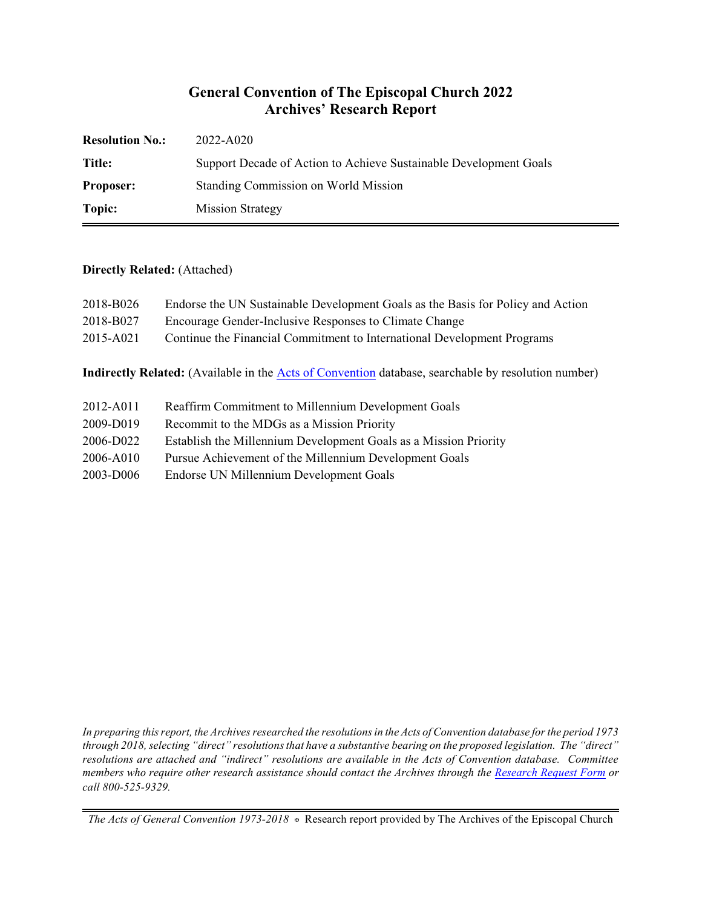# General Convention of The Episcopal Church 2022
## Archives' Research Report

| | |
|---|---|
| **Resolution No.:** | 2022-A020 |
| **Title:** | Support Decade of Action to Achieve Sustainable Development Goals |
| **Proposer:** | Standing Commission on World Mission |
| **Topic:** | Mission Strategy |

**Directly Related:** (Attached)

2018-B026 Endorse the UN Sustainable Development Goals as the Basis for Policy and Action
2018-B027 Encourage Gender-Inclusive Responses to Climate Change
2015-A021 Continue the Financial Commitment to International Development Programs

**Indirectly Related:** (Available in the [Acts of Convention](Acts of Convention) database, searchable by resolution number)

2012-A011 Reaffirm Commitment to Millennium Development Goals
2009-D019 Recommit to the MDGs as a Mission Priority
2006-D022 Establish the Millennium Development Goals as a Mission Priority
2006-A010 Pursue Achievement of the Millennium Development Goals
2003-D006 Endorse UN Millennium Development Goals

*In preparing this report, the Archives researched the resolutions in the Acts of Convention database for the period 1973 through 2018, selecting "direct" resolutions that have a substantive bearing on the proposed legislation. The "direct" resolutions are attached and "indirect" resolutions are available in the Acts of Convention database. Committee members who require other research assistance should contact the Archives through the [Research Request Form](Research Request Form) or call 800-525-9329.*

*The Acts of General Convention 1973-2018* ⊕ Research report provided by The Archives of the Episcopal Church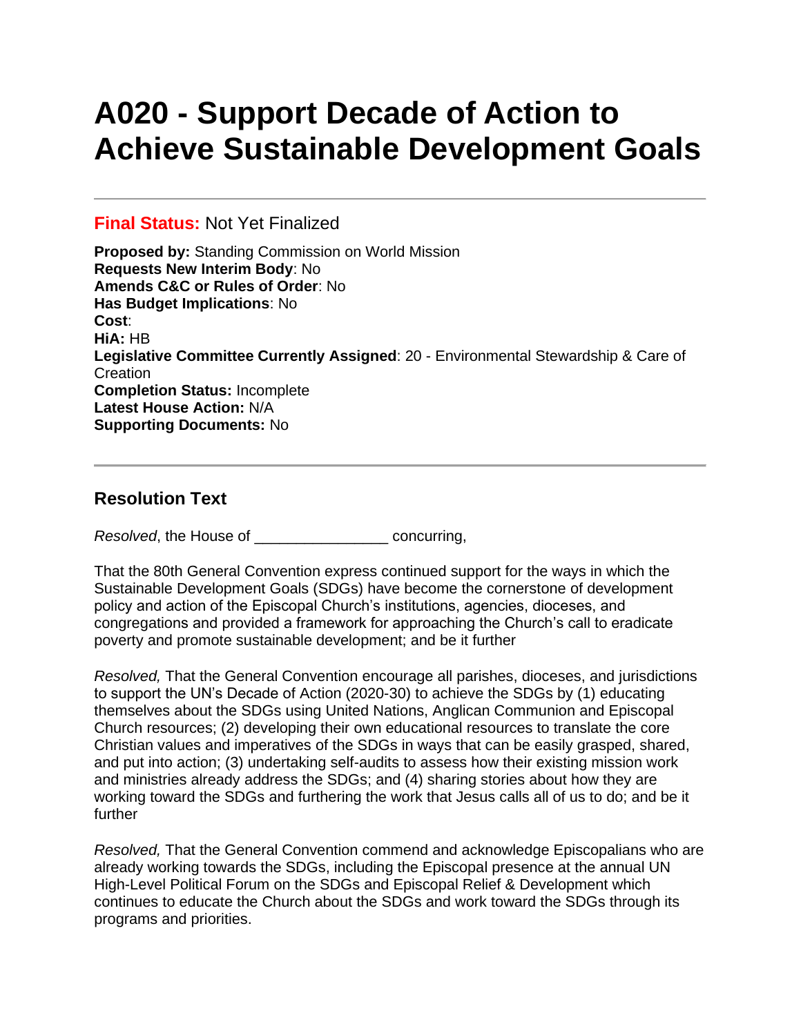# A020 - Support Decade of Action to Achieve Sustainable Development Goals

---

**Final Status:** Not Yet Finalized

**Proposed by:** Standing Commission on World Mission
**Requests New Interim Body**: No
**Amends C&C or Rules of Order**: No
**Has Budget Implications**: No
**Cost**:
**HiA:** HB
**Legislative Committee Currently Assigned**: 20 - Environmental Stewardship & Care of Creation
**Completion Status:** Incomplete
**Latest House Action:** N/A
**Supporting Documents:** No

---

## Resolution Text

*Resolved*, the House of _______________ concurring,

That the 80th General Convention express continued support for the ways in which the Sustainable Development Goals (SDGs) have become the cornerstone of development policy and action of the Episcopal Church's institutions, agencies, dioceses, and congregations and provided a framework for approaching the Church's call to eradicate poverty and promote sustainable development; and be it further

*Resolved,* That the General Convention encourage all parishes, dioceses, and jurisdictions to support the UN's Decade of Action (2020-30) to achieve the SDGs by (1) educating themselves about the SDGs using United Nations, Anglican Communion and Episcopal Church resources; (2) developing their own educational resources to translate the core Christian values and imperatives of the SDGs in ways that can be easily grasped, shared, and put into action; (3) undertaking self-audits to assess how their existing mission work and ministries already address the SDGs; and (4) sharing stories about how they are working toward the SDGs and furthering the work that Jesus calls all of us to do; and be it further

*Resolved,* That the General Convention commend and acknowledge Episcopalians who are already working towards the SDGs, including the Episcopal presence at the annual UN High-Level Political Forum on the SDGs and Episcopal Relief & Development which continues to educate the Church about the SDGs and work toward the SDGs through its programs and priorities.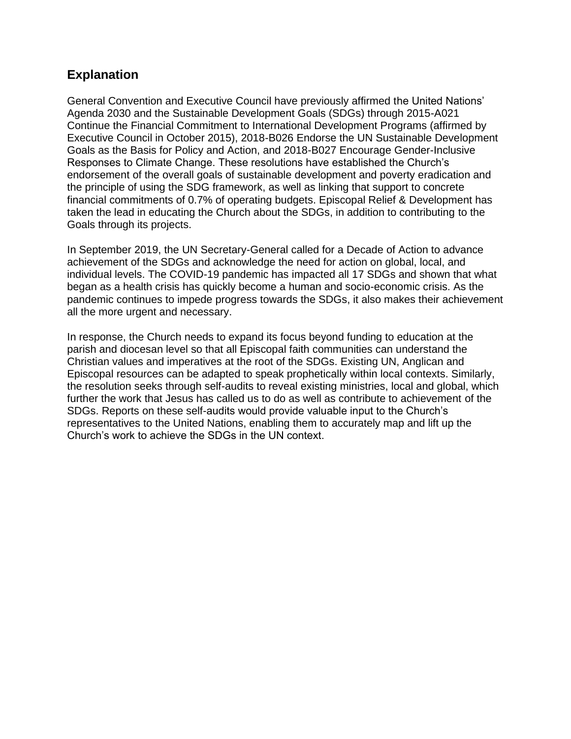## Explanation

General Convention and Executive Council have previously affirmed the United Nations' Agenda 2030 and the Sustainable Development Goals (SDGs) through 2015-A021 Continue the Financial Commitment to International Development Programs (affirmed by Executive Council in October 2015), 2018-B026 Endorse the UN Sustainable Development Goals as the Basis for Policy and Action, and 2018-B027 Encourage Gender-Inclusive Responses to Climate Change. These resolutions have established the Church's endorsement of the overall goals of sustainable development and poverty eradication and the principle of using the SDG framework, as well as linking that support to concrete financial commitments of 0.7% of operating budgets. Episcopal Relief & Development has taken the lead in educating the Church about the SDGs, in addition to contributing to the Goals through its projects.

In September 2019, the UN Secretary-General called for a Decade of Action to advance achievement of the SDGs and acknowledge the need for action on global, local, and individual levels. The COVID-19 pandemic has impacted all 17 SDGs and shown that what began as a health crisis has quickly become a human and socio-economic crisis. As the pandemic continues to impede progress towards the SDGs, it also makes their achievement all the more urgent and necessary.

In response, the Church needs to expand its focus beyond funding to education at the parish and diocesan level so that all Episcopal faith communities can understand the Christian values and imperatives at the root of the SDGs. Existing UN, Anglican and Episcopal resources can be adapted to speak prophetically within local contexts. Similarly, the resolution seeks through self-audits to reveal existing ministries, local and global, which further the work that Jesus has called us to do as well as contribute to achievement of the SDGs. Reports on these self-audits would provide valuable input to the Church's representatives to the United Nations, enabling them to accurately map and lift up the Church's work to achieve the SDGs in the UN context.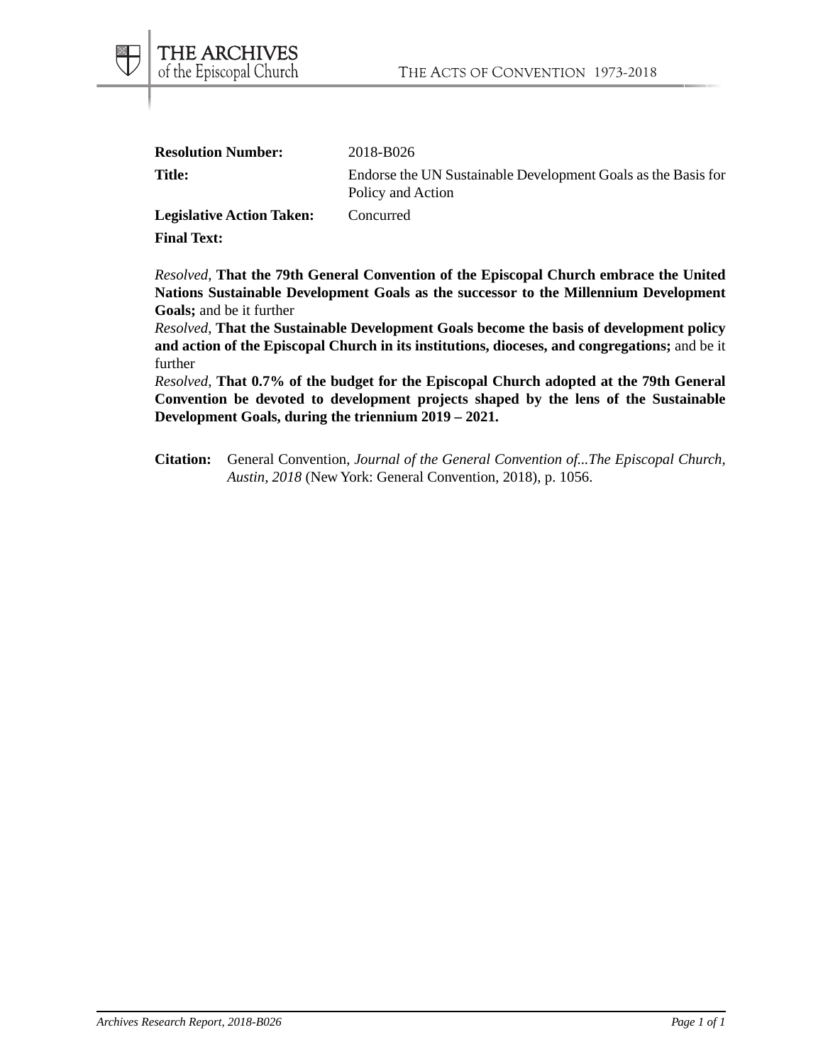**Resolution Number:** 2018-B026

**Title:** Endorse the UN Sustainable Development Goals as the Basis for Policy and Action

**Legislative Action Taken:** Concurred

**Final Text:**

*Resolved*, **That the 79th General Convention of the Episcopal Church embrace the United Nations Sustainable Development Goals as the successor to the Millennium Development Goals;** and be it further

*Resolved*, **That the Sustainable Development Goals become the basis of development policy and action of the Episcopal Church in its institutions, dioceses, and congregations;** and be it further

*Resolved*, **That 0.7% of the budget for the Episcopal Church adopted at the 79th General Convention be devoted to development projects shaped by the lens of the Sustainable Development Goals, during the triennium 2019 – 2021.**

**Citation:** General Convention, *Journal of the General Convention of...The Episcopal Church, Austin, 2018* (New York: General Convention, 2018), p. 1056.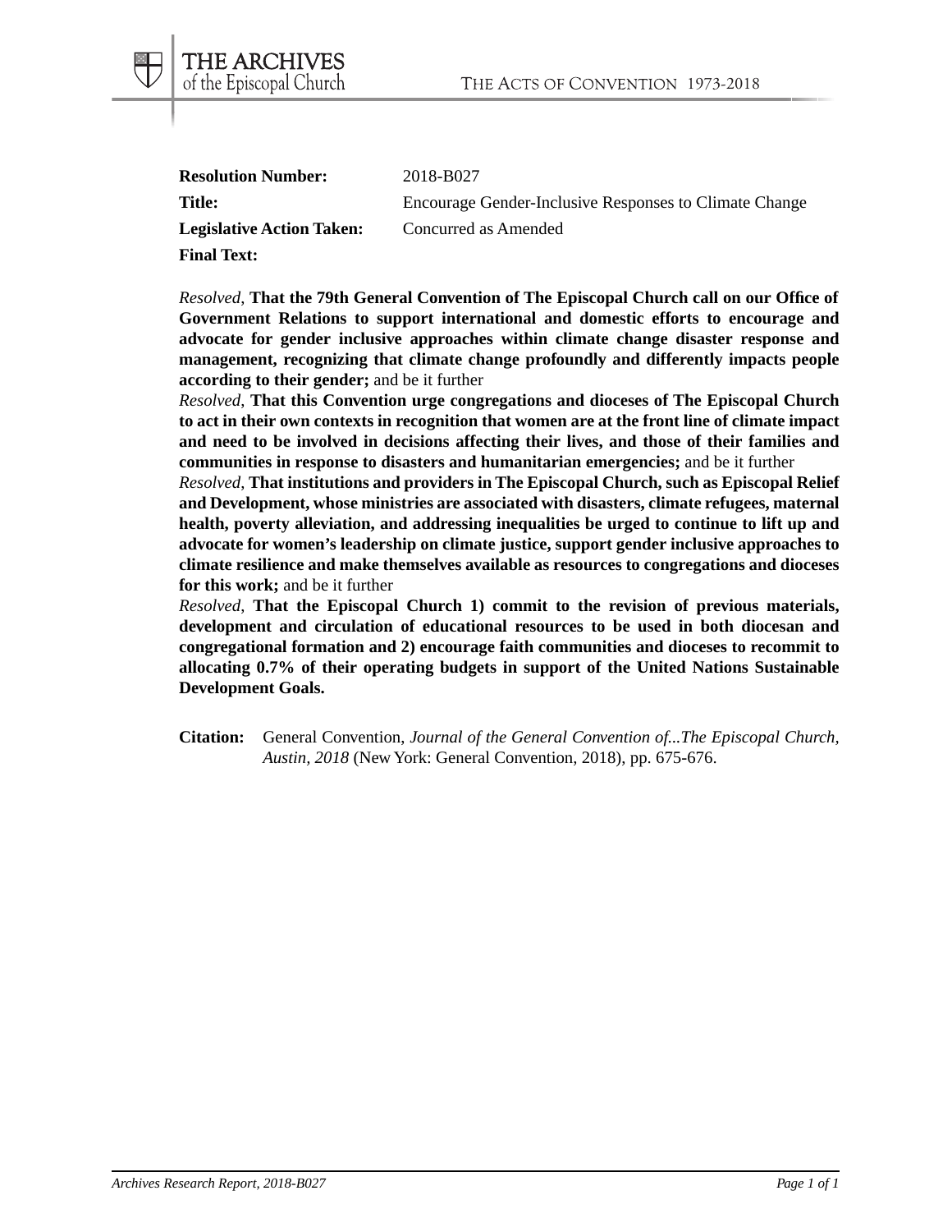**Resolution Number:** 2018-B027

**Title:** Encourage Gender-Inclusive Responses to Climate Change

**Legislative Action Taken:** Concurred as Amended

**Final Text:**

*Resolved,* **That the 79th General Convention of The Episcopal Church call on our Office of Government Relations to support international and domestic efforts to encourage and advocate for gender inclusive approaches within climate change disaster response and management, recognizing that climate change profoundly and differently impacts people according to their gender;** and be it further

*Resolved,* **That this Convention urge congregations and dioceses of The Episcopal Church to act in their own contexts in recognition that women are at the front line of climate impact and need to be involved in decisions affecting their lives, and those of their families and communities in response to disasters and humanitarian emergencies;** and be it further

*Resolved,* **That institutions and providers in The Episcopal Church, such as Episcopal Relief and Development, whose ministries are associated with disasters, climate refugees, maternal health, poverty alleviation, and addressing inequalities be urged to continue to lift up and advocate for women's leadership on climate justice, support gender inclusive approaches to climate resilience and make themselves available as resources to congregations and dioceses for this work;** and be it further

*Resolved,* **That the Episcopal Church 1) commit to the revision of previous materials, development and circulation of educational resources to be used in both diocesan and congregational formation and 2) encourage faith communities and dioceses to recommit to allocating 0.7% of their operating budgets in support of the United Nations Sustainable Development Goals.**

**Citation:** General Convention, *Journal of the General Convention of...The Episcopal Church, Austin, 2018* (New York: General Convention, 2018), pp. 675-676.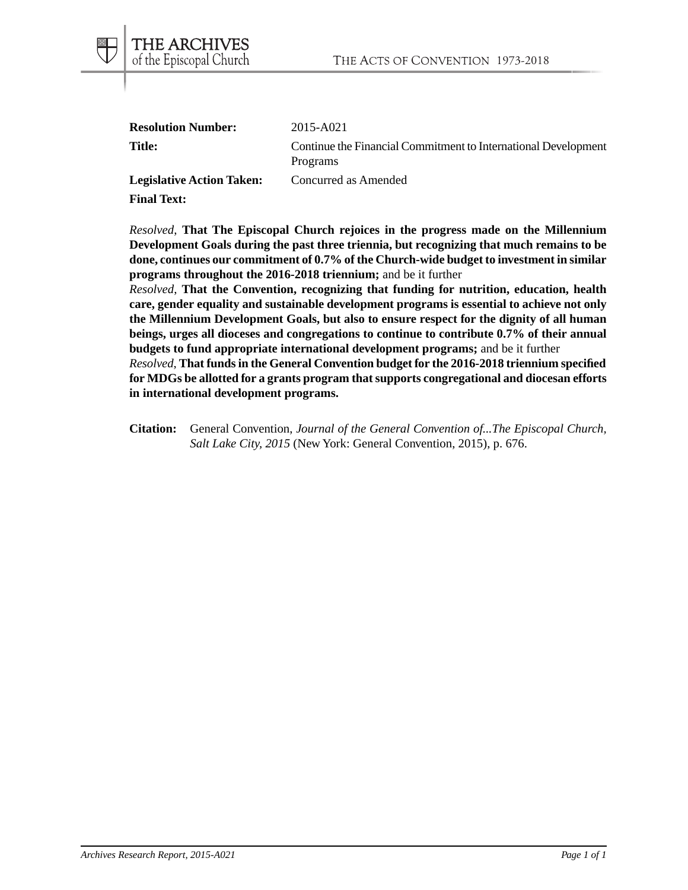**Resolution Number:** 2015-A021

**Title:** Continue the Financial Commitment to International Development Programs

**Legislative Action Taken:** Concurred as Amended

**Final Text:**

*Resolved,* **That The Episcopal Church rejoices in the progress made on the Millennium Development Goals during the past three triennia, but recognizing that much remains to be done, continues our commitment of 0.7% of the Church-wide budget to investment in similar programs throughout the 2016-2018 triennium;** and be it further

*Resolved,* **That the Convention, recognizing that funding for nutrition, education, health care, gender equality and sustainable development programs is essential to achieve not only the Millennium Development Goals, but also to ensure respect for the dignity of all human beings, urges all dioceses and congregations to continue to contribute 0.7% of their annual budgets to fund appropriate international development programs;** and be it further

*Resolved,* **That funds in the General Convention budget for the 2016-2018 triennium specified for MDGs be allotted for a grants program that supports congregational and diocesan efforts in international development programs.**

**Citation:** General Convention, *Journal of the General Convention of...The Episcopal Church, Salt Lake City, 2015* (New York: General Convention, 2015), p. 676.